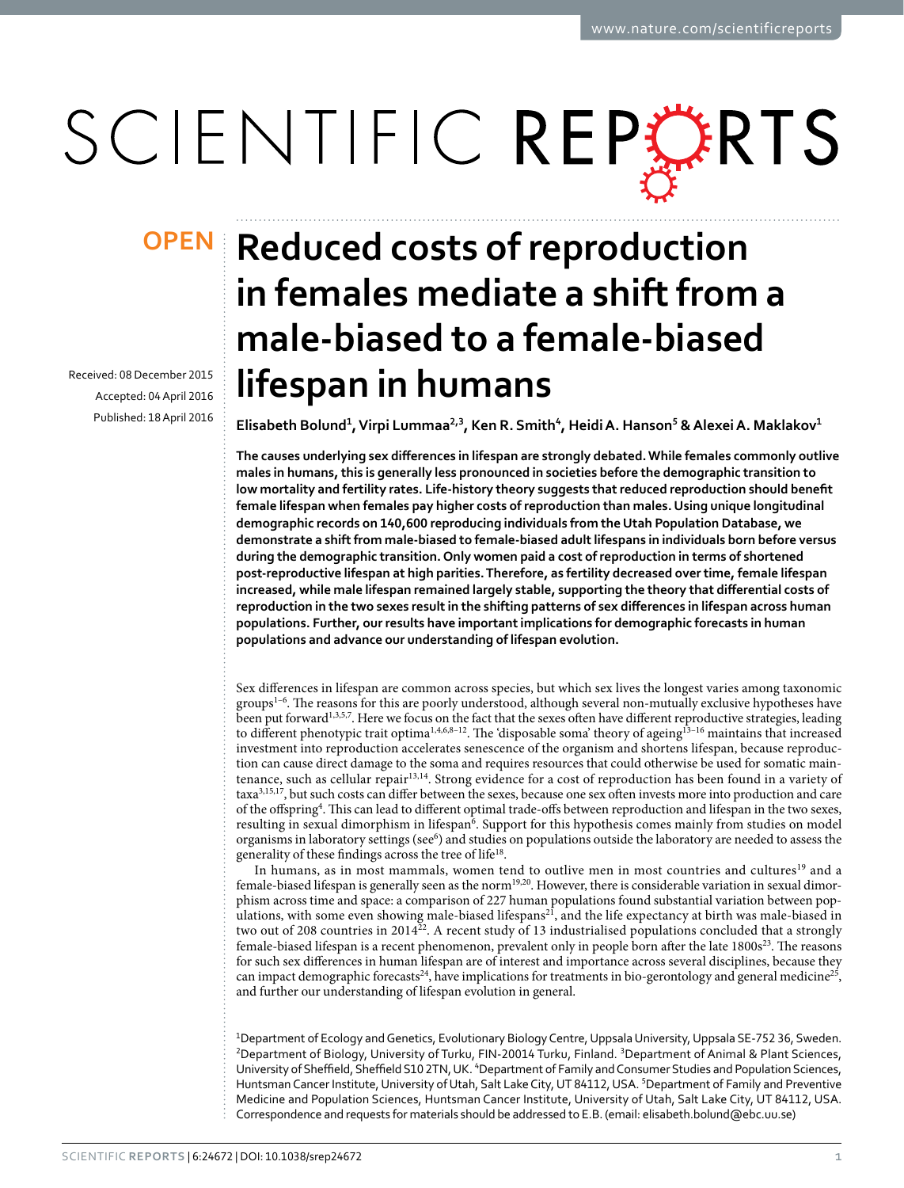**OPEN**

# Reduced costs of reproduction in females mediate a shift from a male-biased to a female-biased lifespan in humans

Received: 08 December 2015
Accepted: 04 April 2016
Published: 18 April 2016

**Elisabeth Bolund[1], Virpi Lummaa[2,3], Ken R. Smith[4], Heidi A. Hanson[5] & Alexei A. Maklakov[1]**

**The causes underlying sex differences in lifespan are strongly debated. While females commonly outlive males in humans, this is generally less pronounced in societies before the demographic transition to low mortality and fertility rates. Life-history theory suggests that reduced reproduction should benefit female lifespan when females pay higher costs of reproduction than males. Using unique longitudinal demographic records on 140,600 reproducing individuals from the Utah Population Database, we demonstrate a shift from male-biased to female-biased adult lifespans in individuals born before versus during the demographic transition. Only women paid a cost of reproduction in terms of shortened post-reproductive lifespan at high parities. Therefore, as fertility decreased over time, female lifespan increased, while male lifespan remained largely stable, supporting the theory that differential costs of reproduction in the two sexes result in the shifting patterns of sex differences in lifespan across human populations. Further, our results have important implications for demographic forecasts in human populations and advance our understanding of lifespan evolution.**

Sex differences in lifespan are common across species, but which sex lives the longest varies among taxonomic groups[1–6]. The reasons for this are poorly understood, although several non-mutually exclusive hypotheses have been put forward[1,3,5,7]. Here we focus on the fact that the sexes often have different reproductive strategies, leading to different phenotypic trait optima[1,4,6,8–12]. The 'disposable soma' theory of ageing[13–16] maintains that increased investment into reproduction accelerates senescence of the organism and shortens lifespan, because reproduction can cause direct damage to the soma and requires resources that could otherwise be used for somatic maintenance, such as cellular repair[13,14]. Strong evidence for a cost of reproduction has been found in a variety of taxa[3,15,17], but such costs can differ between the sexes, because one sex often invests more into production and care of the offspring[4]. This can lead to different optimal trade-offs between reproduction and lifespan in the two sexes, resulting in sexual dimorphism in lifespan[6]. Support for this hypothesis comes mainly from studies on model organisms in laboratory settings (see[6]) and studies on populations outside the laboratory are needed to assess the generality of these findings across the tree of life[18].

In humans, as in most mammals, women tend to outlive men in most countries and cultures[19] and a female-biased lifespan is generally seen as the norm[19,20]. However, there is considerable variation in sexual dimorphism across time and space: a comparison of 227 human populations found substantial variation between populations, with some even showing male-biased lifespans[21], and the life expectancy at birth was male-biased in two out of 208 countries in 2014[22]. A recent study of 13 industrialised populations concluded that a strongly female-biased lifespan is a recent phenomenon, prevalent only in people born after the late 1800s[23]. The reasons for such sex differences in human lifespan are of interest and importance across several disciplines, because they can impact demographic forecasts[24], have implications for treatments in bio-gerontology and general medicine[25], and further our understanding of lifespan evolution in general.

[1]Department of Ecology and Genetics, Evolutionary Biology Centre, Uppsala University, Uppsala SE-752 36, Sweden. [2]Department of Biology, University of Turku, FIN-20014 Turku, Finland. [3]Department of Animal & Plant Sciences, University of Sheffield, Sheffield S10 2TN, UK. [4]Department of Family and Consumer Studies and Population Sciences, Huntsman Cancer Institute, University of Utah, Salt Lake City, UT 84112, USA. [5]Department of Family and Preventive Medicine and Population Sciences, Huntsman Cancer Institute, University of Utah, Salt Lake City, UT 84112, USA. Correspondence and requests for materials should be addressed to E.B. (email: elisabeth.bolund@ebc.uu.se)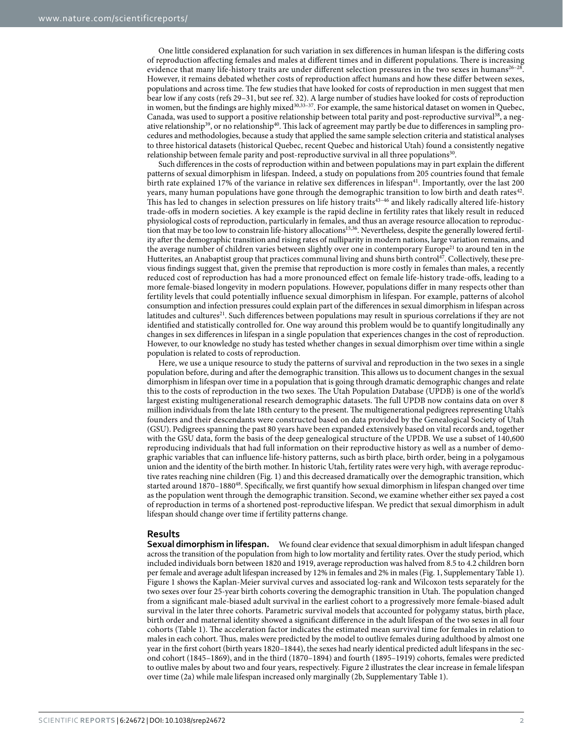One little considered explanation for such variation in sex differences in human lifespan is the differing costs of reproduction affecting females and males at different times and in different populations. There is increasing evidence that many life-history traits are under different selection pressures in the two sexes in humans[26–28]. However, it remains debated whether costs of reproduction affect humans and how these differ between sexes, populations and across time. The few studies that have looked for costs of reproduction in men suggest that men bear low if any costs (refs 29–31, but see ref. 32). A large number of studies have looked for costs of reproduction in women, but the findings are highly mixed[30,33–37]. For example, the same historical dataset on women in Quebec, Canada, was used to support a positive relationship between total parity and post-reproductive survival[38], a negative relationship[39], or no relationship[40]. This lack of agreement may partly be due to differences in sampling procedures and methodologies, because a study that applied the same sample selection criteria and statistical analyses to three historical datasets (historical Quebec, recent Quebec and historical Utah) found a consistently negative relationship between female parity and post-reproductive survival in all three populations[30].

Such differences in the costs of reproduction within and between populations may in part explain the different patterns of sexual dimorphism in lifespan. Indeed, a study on populations from 205 countries found that female birth rate explained 17% of the variance in relative sex differences in lifespan[41]. Importantly, over the last 200 years, many human populations have gone through the demographic transition to low birth and death rates[42]. This has led to changes in selection pressures on life history traits[43–46] and likely radically altered life-history trade-offs in modern societies. A key example is the rapid decline in fertility rates that likely result in reduced physiological costs of reproduction, particularly in females, and thus an average resource allocation to reproduction that may be too low to constrain life-history allocations[15,36]. Nevertheless, despite the generally lowered fertility after the demographic transition and rising rates of nulliparity in modern nations, large variation remains, and the average number of children varies between slightly over one in contemporary Europe[21] to around ten in the Hutterites, an Anabaptist group that practices communal living and shuns birth control[47]. Collectively, these previous findings suggest that, given the premise that reproduction is more costly in females than males, a recently reduced cost of reproduction has had a more pronounced effect on female life-history trade-offs, leading to a more female-biased longevity in modern populations. However, populations differ in many respects other than fertility levels that could potentially influence sexual dimorphism in lifespan. For example, patterns of alcohol consumption and infection pressures could explain part of the differences in sexual dimorphism in lifespan across latitudes and cultures[21]. Such differences between populations may result in spurious correlations if they are not identified and statistically controlled for. One way around this problem would be to quantify longitudinally any changes in sex differences in lifespan in a single population that experiences changes in the cost of reproduction. However, to our knowledge no study has tested whether changes in sexual dimorphism over time within a single population is related to costs of reproduction.

Here, we use a unique resource to study the patterns of survival and reproduction in the two sexes in a single population before, during and after the demographic transition. This allows us to document changes in the sexual dimorphism in lifespan over time in a population that is going through dramatic demographic changes and relate this to the costs of reproduction in the two sexes. The Utah Population Database (UPDB) is one of the world's largest existing multigenerational research demographic datasets. The full UPDB now contains data on over 8 million individuals from the late 18th century to the present. The multigenerational pedigrees representing Utah's founders and their descendants were constructed based on data provided by the Genealogical Society of Utah (GSU). Pedigrees spanning the past 80 years have been expanded extensively based on vital records and, together with the GSU data, form the basis of the deep genealogical structure of the UPDB. We use a subset of 140,600 reproducing individuals that had full information on their reproductive history as well as a number of demographic variables that can influence life-history patterns, such as birth place, birth order, being in a polygamous union and the identity of the birth mother. In historic Utah, fertility rates were very high, with average reproductive rates reaching nine children (Fig. 1) and this decreased dramatically over the demographic transition, which started around 1870–1880[48]. Specifically, we first quantify how sexual dimorphism in lifespan changed over time as the population went through the demographic transition. Second, we examine whether either sex payed a cost of reproduction in terms of a shortened post-reproductive lifespan. We predict that sexual dimorphism in adult lifespan should change over time if fertility patterns change.

## Results

**Sexual dimorphism in lifespan.** We found clear evidence that sexual dimorphism in adult lifespan changed across the transition of the population from high to low mortality and fertility rates. Over the study period, which included individuals born between 1820 and 1919, average reproduction was halved from 8.5 to 4.2 children born per female and average adult lifespan increased by 12% in females and 2% in males (Fig. 1, Supplementary Table 1). Figure 1 shows the Kaplan-Meier survival curves and associated log-rank and Wilcoxon tests separately for the two sexes over four 25-year birth cohorts covering the demographic transition in Utah. The population changed from a significant male-biased adult survival in the earliest cohort to a progressively more female-biased adult survival in the later three cohorts. Parametric survival models that accounted for polygamy status, birth place, birth order and maternal identity showed a significant difference in the adult lifespan of the two sexes in all four cohorts (Table 1). The acceleration factor indicates the estimated mean survival time for females in relation to males in each cohort. Thus, males were predicted by the model to outlive females during adulthood by almost one year in the first cohort (birth years 1820–1844), the sexes had nearly identical predicted adult lifespans in the second cohort (1845–1869), and in the third (1870–1894) and fourth (1895–1919) cohorts, females were predicted to outlive males by about two and four years, respectively. Figure 2 illustrates the clear increase in female lifespan over time (2a) while male lifespan increased only marginally (2b, Supplementary Table 1).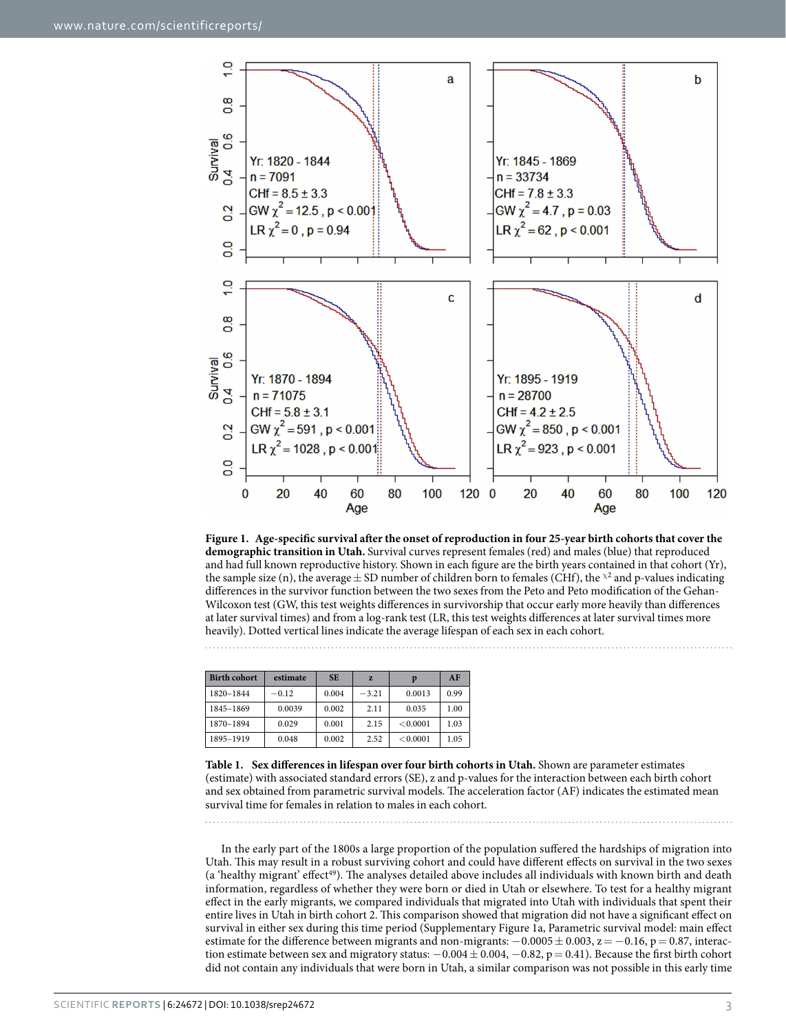**Figure 1. Age-specific survival after the onset of reproduction in four 25-year birth cohorts that cover the demographic transition in Utah.** Survival curves represent females (red) and males (blue) that reproduced and had full known reproductive history. Shown in each figure are the birth years contained in that cohort (Yr), the sample size (n), the average ± SD number of children born to females (CHf), the $\chi^2$ and p-values indicating differences in the survivor function between the two sexes from the Peto and Peto modification of the Gehan-Wilcoxon test (GW, this test weights differences in survivorship that occur early more heavily than differences at later survival times) and from a log-rank test (LR, this test weights differences at later survival times more heavily). Dotted vertical lines indicate the average lifespan of each sex in each cohort.

| Birth cohort | estimate | SE | z | p | AF |
|---|---|---|---|---|---|
| 1820–1844 | −0.12 | 0.004 | −3.21 | 0.0013 | 0.99 |
| 1845–1869 | 0.0039 | 0.002 | 2.11 | 0.035 | 1.00 |
| 1870–1894 | 0.029 | 0.001 | 2.15 | <0.0001 | 1.03 |
| 1895–1919 | 0.048 | 0.002 | 2.52 | <0.0001 | 1.05 |

**Table 1. Sex differences in lifespan over four birth cohorts in Utah.** Shown are parameter estimates (estimate) with associated standard errors (SE), z and p-values for the interaction between each birth cohort and sex obtained from parametric survival models. The acceleration factor (AF) indicates the estimated mean survival time for females in relation to males in each cohort.

In the early part of the 1800s a large proportion of the population suffered the hardships of migration into Utah. This may result in a robust surviving cohort and could have different effects on survival in the two sexes (a 'healthy migrant' effect[49]). The analyses detailed above includes all individuals with known birth and death information, regardless of whether they were born or died in Utah or elsewhere. To test for a healthy migrant effect in the early migrants, we compared individuals that migrated into Utah with individuals that spent their entire lives in Utah in birth cohort 2. This comparison showed that migration did not have a significant effect on survival in either sex during this time period (Supplementary Figure 1a, Parametric survival model: main effect estimate for the difference between migrants and non-migrants: $-0.0005 \pm 0.003$, $z = -0.16$, $p = 0.87$, interaction estimate between sex and migratory status: $-0.004 \pm 0.004$, $-0.82$, $p = 0.41$). Because the first birth cohort did not contain any individuals that were born in Utah, a similar comparison was not possible in this early time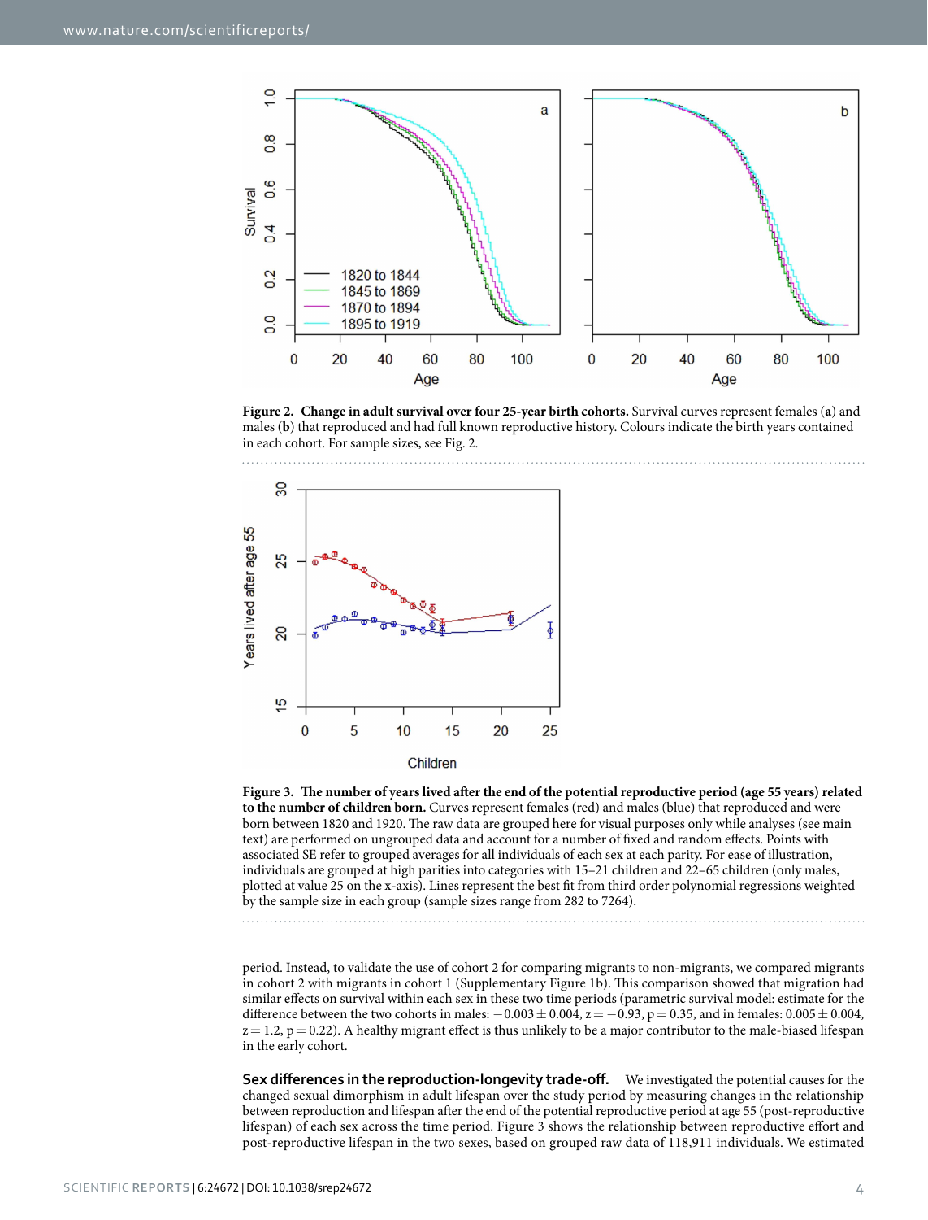**Figure 2. Change in adult survival over four 25-year birth cohorts.** Survival curves represent females (**a**) and males (**b**) that reproduced and had full known reproductive history. Colours indicate the birth years contained in each cohort. For sample sizes, see Fig. 2.

**Figure 3. The number of years lived after the end of the potential reproductive period (age 55 years) related to the number of children born.** Curves represent females (red) and males (blue) that reproduced and were born between 1820 and 1920. The raw data are grouped here for visual purposes only while analyses (see main text) are performed on ungrouped data and account for a number of fixed and random effects. Points with associated SE refer to grouped averages for all individuals of each sex at each parity. For ease of illustration, individuals are grouped at high parities into categories with 15–21 children and 22–65 children (only males, plotted at value 25 on the x-axis). Lines represent the best fit from third order polynomial regressions weighted by the sample size in each group (sample sizes range from 282 to 7264).

period. Instead, to validate the use of cohort 2 for comparing migrants to non-migrants, we compared migrants in cohort 2 with migrants in cohort 1 (Supplementary Figure 1b). This comparison showed that migration had similar effects on survival within each sex in these two time periods (parametric survival model: estimate for the difference between the two cohorts in males: $-0.003 \pm 0.004$, $z = -0.93$, $p = 0.35$, and in females: $0.005 \pm 0.004$, $z = 1.2$, $p = 0.22$). A healthy migrant effect is thus unlikely to be a major contributor to the male-biased lifespan in the early cohort.

**Sex differences in the reproduction-longevity trade-off.** We investigated the potential causes for the changed sexual dimorphism in adult lifespan over the study period by measuring changes in the relationship between reproduction and lifespan after the end of the potential reproductive period at age 55 (post-reproductive lifespan) of each sex across the time period. Figure 3 shows the relationship between reproductive effort and post-reproductive lifespan in the two sexes, based on grouped raw data of 118,911 individuals. We estimated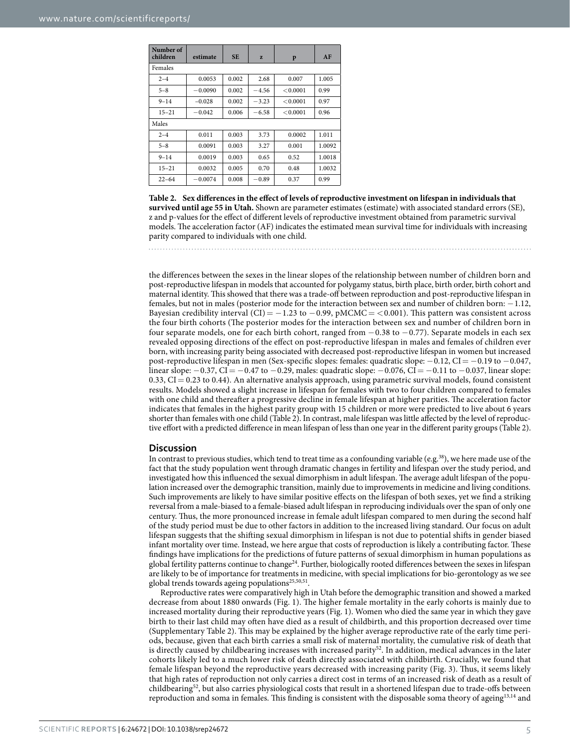| Number of children | estimate | SE | z | p | AF |
|---|---|---|---|---|---|
| Females | | | | | |
| 2–4 | 0.0053 | 0.002 | 2.68 | 0.007 | 1.005 |
| 5–8 | −0.0090 | 0.002 | −4.56 | <0.0001 | 0.99 |
| 9–14 | −0.028 | 0.002 | −3.23 | <0.0001 | 0.97 |
| 15–21 | −0.042 | 0.006 | −6.58 | <0.0001 | 0.96 |
| Males | | | | | |
| 2–4 | 0.011 | 0.003 | 3.73 | 0.0002 | 1.011 |
| 5–8 | 0.0091 | 0.003 | 3.27 | 0.001 | 1.0092 |
| 9–14 | 0.0019 | 0.003 | 0.65 | 0.52 | 1.0018 |
| 15–21 | 0.0032 | 0.005 | 0.70 | 0.48 | 1.0032 |
| 22–64 | −0.0074 | 0.008 | −0.89 | 0.37 | 0.99 |

**Table 2. Sex differences in the effect of levels of reproductive investment on lifespan in individuals that survived until age 55 in Utah.** Shown are parameter estimates (estimate) with associated standard errors (SE), z and p-values for the effect of different levels of reproductive investment obtained from parametric survival models. The acceleration factor (AF) indicates the estimated mean survival time for individuals with increasing parity compared to individuals with one child.

the differences between the sexes in the linear slopes of the relationship between number of children born and post-reproductive lifespan in models that accounted for polygamy status, birth place, birth order, birth cohort and maternal identity. This showed that there was a trade-off between reproduction and post-reproductive lifespan in females, but not in males (posterior mode for the interaction between sex and number of children born: −1.12, Bayesian credibility interval (CI) = −1.23 to −0.99, pMCMC = <0.001). This pattern was consistent across the four birth cohorts (The posterior modes for the interaction between sex and number of children born in four separate models, one for each birth cohort, ranged from −0.38 to −0.77). Separate models in each sex revealed opposing directions of the effect on post-reproductive lifespan in males and females of children ever born, with increasing parity being associated with decreased post-reproductive lifespan in women but increased post-reproductive lifespan in men (Sex-specific slopes: females: quadratic slope: −0.12, CI = −0.19 to −0.047, linear slope: −0.37, CI = −0.47 to −0.29, males: quadratic slope: −0.076, CI = −0.11 to −0.037, linear slope: 0.33, CI = 0.23 to 0.44). An alternative analysis approach, using parametric survival models, found consistent results. Models showed a slight increase in lifespan for females with two to four children compared to females with one child and thereafter a progressive decline in female lifespan at higher parities. The acceleration factor indicates that females in the highest parity group with 15 children or more were predicted to live about 6 years shorter than females with one child (Table 2). In contrast, male lifespan was little affected by the level of reproductive effort with a predicted difference in mean lifespan of less than one year in the different parity groups (Table 2).

## Discussion

In contrast to previous studies, which tend to treat time as a confounding variable (e.g.[38]), we here made use of the fact that the study population went through dramatic changes in fertility and lifespan over the study period, and investigated how this influenced the sexual dimorphism in adult lifespan. The average adult lifespan of the population increased over the demographic transition, mainly due to improvements in medicine and living conditions. Such improvements are likely to have similar positive effects on the lifespan of both sexes, yet we find a striking reversal from a male-biased to a female-biased adult lifespan in reproducing individuals over the span of only one century. Thus, the more pronounced increase in female adult lifespan compared to men during the second half of the study period must be due to other factors in addition to the increased living standard. Our focus on adult lifespan suggests that the shifting sexual dimorphism in lifespan is not due to potential shifts in gender biased infant mortality over time. Instead, we here argue that costs of reproduction is likely a contributing factor. These findings have implications for the predictions of future patterns of sexual dimorphism in human populations as global fertility patterns continue to change[24]. Further, biologically rooted differences between the sexes in lifespan are likely to be of importance for treatments in medicine, with special implications for bio-gerontology as we see global trends towards ageing populations[25,50,51].

Reproductive rates were comparatively high in Utah before the demographic transition and showed a marked decrease from about 1880 onwards (Fig. 1). The higher female mortality in the early cohorts is mainly due to increased mortality during their reproductive years (Fig. 1). Women who died the same year in which they gave birth to their last child may often have died as a result of childbirth, and this proportion decreased over time (Supplementary Table 2). This may be explained by the higher average reproductive rate of the early time periods, because, given that each birth carries a small risk of maternal mortality, the cumulative risk of death that is directly caused by childbearing increases with increased parity[52]. In addition, medical advances in the later cohorts likely led to a much lower risk of death directly associated with childbirth. Crucially, we found that female lifespan beyond the reproductive years decreased with increasing parity (Fig. 3). Thus, it seems likely that high rates of reproduction not only carries a direct cost in terms of an increased risk of death as a result of childbearing[52], but also carries physiological costs that result in a shortened lifespan due to trade-offs between reproduction and soma in females. This finding is consistent with the disposable soma theory of ageing[13,14] and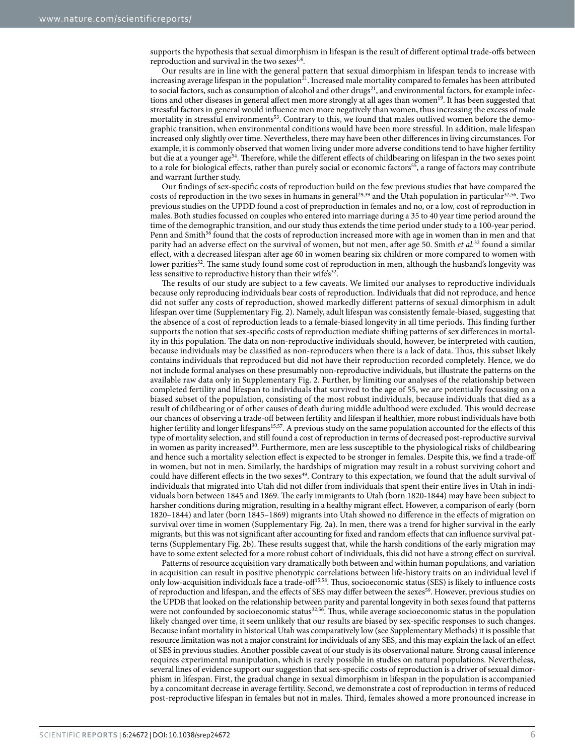supports the hypothesis that sexual dimorphism in lifespan is the result of different optimal trade-offs between reproduction and survival in the two sexes[1,4].

Our results are in line with the general pattern that sexual dimorphism in lifespan tends to increase with increasing average lifespan in the population[21]. Increased male mortality compared to females has been attributed to social factors, such as consumption of alcohol and other drugs[21], and environmental factors, for example infections and other diseases in general affect men more strongly at all ages than women[19]. It has been suggested that stressful factors in general would influence men more negatively than women, thus increasing the excess of male mortality in stressful environments[53]. Contrary to this, we found that males outlived women before the demographic transition, when environmental conditions would have been more stressful. In addition, male lifespan increased only slightly over time. Nevertheless, there may have been other differences in living circumstances. For example, it is commonly observed that women living under more adverse conditions tend to have higher fertility but die at a younger age[54]. Therefore, while the different effects of childbearing on lifespan in the two sexes point to a role for biological effects, rather than purely social or economic factors[55], a range of factors may contribute and warrant further study.

Our findings of sex-specific costs of reproduction build on the few previous studies that have compared the costs of reproduction in the two sexes in humans in general[29,39] and the Utah population in particular[32,56]. Two previous studies on the UPDD found a cost of preproduction in females and no, or a low, cost of reproduction in males. Both studies focussed on couples who entered into marriage during a 35 to 40 year time period around the time of the demographic transition, and our study thus extends the time period under study to a 100-year period. Penn and Smith[56] found that the costs of reproduction increased more with age in women than in men and that parity had an adverse effect on the survival of women, but not men, after age 50. Smith *et al.*[32] found a similar effect, with a decreased lifespan after age 60 in women bearing six children or more compared to women with lower parities[32]. The same study found some cost of reproduction in men, although the husband's longevity was less sensitive to reproductive history than their wife's[32].

The results of our study are subject to a few caveats. We limited our analyses to reproductive individuals because only reproducing individuals bear costs of reproduction. Individuals that did not reproduce, and hence did not suffer any costs of reproduction, showed markedly different patterns of sexual dimorphism in adult lifespan over time (Supplementary Fig. 2). Namely, adult lifespan was consistently female-biased, suggesting that the absence of a cost of reproduction leads to a female-biased longevity in all time periods. This finding further supports the notion that sex-specific costs of reproduction mediate shifting patterns of sex differences in mortality in this population. The data on non-reproductive individuals should, however, be interpreted with caution, because individuals may be classified as non-reproducers when there is a lack of data. Thus, this subset likely contains individuals that reproduced but did not have their reproduction recorded completely. Hence, we do not include formal analyses on these presumably non-reproductive individuals, but illustrate the patterns on the available raw data only in Supplementary Fig. 2. Further, by limiting our analyses of the relationship between completed fertility and lifespan to individuals that survived to the age of 55, we are potentially focussing on a biased subset of the population, consisting of the most robust individuals, because individuals that died as a result of childbearing or of other causes of death during middle adulthood were excluded. This would decrease our chances of observing a trade-off between fertility and lifespan if healthier, more robust individuals have both higher fertility and longer lifespans[15,57]. A previous study on the same population accounted for the effects of this type of mortality selection, and still found a cost of reproduction in terms of decreased post-reproductive survival in women as parity increased[30]. Furthermore, men are less susceptible to the physiological risks of childbearing and hence such a mortality selection effect is expected to be stronger in females. Despite this, we find a trade-off in women, but not in men. Similarly, the hardships of migration may result in a robust surviving cohort and could have different effects in the two sexes[49]. Contrary to this expectation, we found that the adult survival of individuals that migrated into Utah did not differ from individuals that spent their entire lives in Utah in individuals born between 1845 and 1869. The early immigrants to Utah (born 1820-1844) may have been subject to harsher conditions during migration, resulting in a healthy migrant effect. However, a comparison of early (born 1820–1844) and later (born 1845–1869) migrants into Utah showed no difference in the effects of migration on survival over time in women (Supplementary Fig. 2a). In men, there was a trend for higher survival in the early migrants, but this was not significant after accounting for fixed and random effects that can influence survival patterns (Supplementary Fig. 2b). These results suggest that, while the harsh conditions of the early migration may have to some extent selected for a more robust cohort of individuals, this did not have a strong effect on survival.

Patterns of resource acquisition vary dramatically both between and within human populations, and variation in acquisition can result in positive phenotypic correlations between life-history traits on an individual level if only low-acquisition individuals face a trade-off[15,58]. Thus, socioeconomic status (SES) is likely to influence costs of reproduction and lifespan, and the effects of SES may differ between the sexes[59]. However, previous studies on the UPDB that looked on the relationship between parity and parental longevity in both sexes found that patterns were not confounded by socioeconomic status[32,56]. Thus, while average socioeconomic status in the population likely changed over time, it seem unlikely that our results are biased by sex-specific responses to such changes. Because infant mortality in historical Utah was comparatively low (see Supplementary Methods) it is possible that resource limitation was not a major constraint for individuals of any SES, and this may explain the lack of an effect of SES in previous studies. Another possible caveat of our study is its observational nature. Strong causal inference requires experimental manipulation, which is rarely possible in studies on natural populations. Nevertheless, several lines of evidence support our suggestion that sex-specific costs of reproduction is a driver of sexual dimorphism in lifespan. First, the gradual change in sexual dimorphism in lifespan in the population is accompanied by a concomitant decrease in average fertility. Second, we demonstrate a cost of reproduction in terms of reduced post-reproductive lifespan in females but not in males. Third, females showed a more pronounced increase in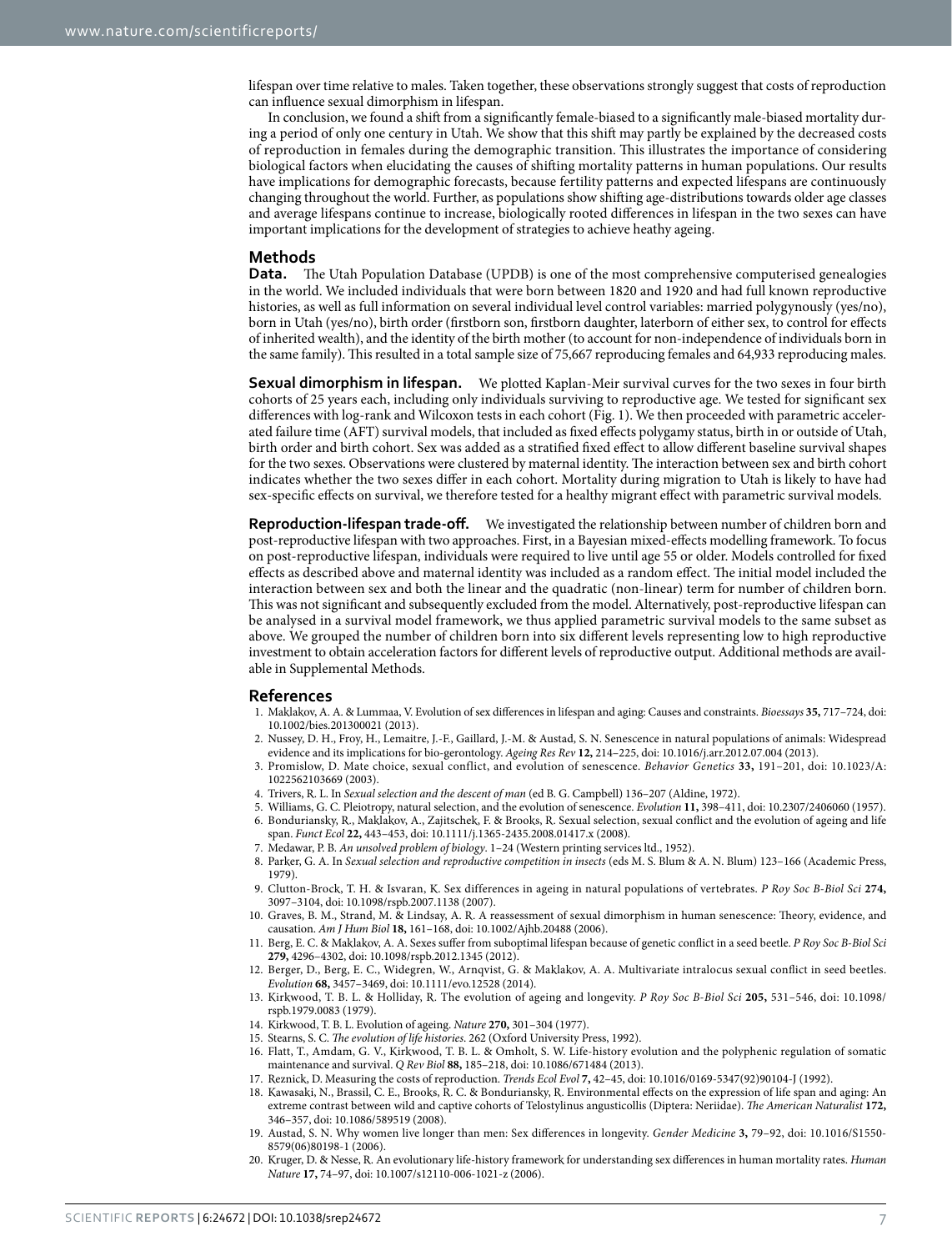lifespan over time relative to males. Taken together, these observations strongly suggest that costs of reproduction can influence sexual dimorphism in lifespan.

In conclusion, we found a shift from a significantly female-biased to a significantly male-biased mortality during a period of only one century in Utah. We show that this shift may partly be explained by the decreased costs of reproduction in females during the demographic transition. This illustrates the importance of considering biological factors when elucidating the causes of shifting mortality patterns in human populations. Our results have implications for demographic forecasts, because fertility patterns and expected lifespans are continuously changing throughout the world. Further, as populations show shifting age-distributions towards older age classes and average lifespans continue to increase, biologically rooted differences in lifespan in the two sexes can have important implications for the development of strategies to achieve heathy ageing.

## Methods

**Data.** The Utah Population Database (UPDB) is one of the most comprehensive computerised genealogies in the world. We included individuals that were born between 1820 and 1920 and had full known reproductive histories, as well as full information on several individual level control variables: married polygynously (yes/no), born in Utah (yes/no), birth order (firstborn son, firstborn daughter, laterborn of either sex, to control for effects of inherited wealth), and the identity of the birth mother (to account for non-independence of individuals born in the same family). This resulted in a total sample size of 75,667 reproducing females and 64,933 reproducing males.

**Sexual dimorphism in lifespan.** We plotted Kaplan-Meir survival curves for the two sexes in four birth cohorts of 25 years each, including only individuals surviving to reproductive age. We tested for significant sex differences with log-rank and Wilcoxon tests in each cohort (Fig. 1). We then proceeded with parametric accelerated failure time (AFT) survival models, that included as fixed effects polygamy status, birth in or outside of Utah, birth order and birth cohort. Sex was added as a stratified fixed effect to allow different baseline survival shapes for the two sexes. Observations were clustered by maternal identity. The interaction between sex and birth cohort indicates whether the two sexes differ in each cohort. Mortality during migration to Utah is likely to have had sex-specific effects on survival, we therefore tested for a healthy migrant effect with parametric survival models.

**Reproduction-lifespan trade-off.** We investigated the relationship between number of children born and post-reproductive lifespan with two approaches. First, in a Bayesian mixed-effects modelling framework. To focus on post-reproductive lifespan, individuals were required to live until age 55 or older. Models controlled for fixed effects as described above and maternal identity was included as a random effect. The initial model included the interaction between sex and both the linear and the quadratic (non-linear) term for number of children born. This was not significant and subsequently excluded from the model. Alternatively, post-reproductive lifespan can be analysed in a survival model framework, we thus applied parametric survival models to the same subset as above. We grouped the number of children born into six different levels representing low to high reproductive investment to obtain acceleration factors for different levels of reproductive output. Additional methods are available in Supplemental Methods.

## References

1. Maklakov, A. A. & Lummaa, V. Evolution of sex differences in lifespan and aging: Causes and constraints. *Bioessays* **35,** 717–724, doi: 10.1002/bies.201300021 (2013).
2. Nussey, D. H., Froy, H., Lemaitre, J.-F., Gaillard, J.-M. & Austad, S. N. Senescence in natural populations of animals: Widespread evidence and its implications for bio-gerontology. *Ageing Res Rev* **12,** 214–225, doi: 10.1016/j.arr.2012.07.004 (2013).
3. Promislow, D. Mate choice, sexual conflict, and evolution of senescence. *Behavior Genetics* **33,** 191–201, doi: 10.1023/A:1022562103669 (2003).
4. Trivers, R. L. In *Sexual selection and the descent of man* (ed B. G. Campbell) 136–207 (Aldine, 1972).
5. Williams, G. C. Pleiotropy, natural selection, and the evolution of senescence. *Evolution* **11,** 398–411, doi: 10.2307/2406060 (1957).
6. Bonduriansky, R., Maklakov, A., Zajitschek, F. & Brooks, R. Sexual selection, sexual conflict and the evolution of ageing and life span. *Funct Ecol* **22,** 443–453, doi: 10.1111/j.1365-2435.2008.01417.x (2008).
7. Medawar, P. B. *An unsolved problem of biology*. 1–24 (Western printing services ltd., 1952).
8. Parker, G. A. In *Sexual selection and reproductive competition in insects* (eds M. S. Blum & A. N. Blum) 123–166 (Academic Press, 1979).
9. Clutton-Brock, T. H. & Isvaran, K. Sex differences in ageing in natural populations of vertebrates. *P Roy Soc B-Biol Sci* **274,** 3097–3104, doi: 10.1098/rspb.2007.1138 (2007).
10. Graves, B. M., Strand, M. & Lindsay, A. R. A reassessment of sexual dimorphism in human senescence: Theory, evidence, and causation. *Am J Hum Biol* **18,** 161–168, doi: 10.1002/Ajhb.20488 (2006).
11. Berg, E. C. & Maklakov, A. A. Sexes suffer from suboptimal lifespan because of genetic conflict in a seed beetle. *P Roy Soc B-Biol Sci* **279,** 4296–4302, doi: 10.1098/rspb.2012.1345 (2012).
12. Berger, D., Berg, E. C., Widegren, W., Arnqvist, G. & Maklakov, A. A. Multivariate intralocus sexual conflict in seed beetles. *Evolution* **68,** 3457–3469, doi: 10.1111/evo.12528 (2014).
13. Kirkwood, T. B. L. & Holliday, R. The evolution of ageing and longevity. *P Roy Soc B-Biol Sci* **205,** 531–546, doi: 10.1098/rspb.1979.0083 (1979).
14. Kirkwood, T. B. L. Evolution of ageing. *Nature* **270,** 301–304 (1977).
15. Stearns, S. C. *The evolution of life histories*. 262 (Oxford University Press, 1992).
16. Flatt, T., Amdam, G. V., Kirkwood, T. B. L. & Omholt, S. W. Life-history evolution and the polyphenic regulation of somatic maintenance and survival. *Q Rev Biol* **88,** 185–218, doi: 10.1086/671484 (2013).
17. Reznick, D. Measuring the costs of reproduction. *Trends Ecol Evol* **7,** 42–45, doi: 10.1016/0169-5347(92)90104-J (1992).
18. Kawasaki, N., Brassil, C. E., Brooks, R. C. & Bonduriansky, R. Environmental effects on the expression of life span and aging: An extreme contrast between wild and captive cohorts of Telostylinus angusticollis (Diptera: Neriidae). *The American Naturalist* **172,** 346–357, doi: 10.1086/589519 (2008).
19. Austad, S. N. Why women live longer than men: Sex differences in longevity. *Gender Medicine* **3,** 79–92, doi: 10.1016/S1550-8579(06)80198-1 (2006).
20. Kruger, D. & Nesse, R. An evolutionary life-history framework for understanding sex differences in human mortality rates. *Human Nature* **17,** 74–97, doi: 10.1007/s12110-006-1021-z (2006).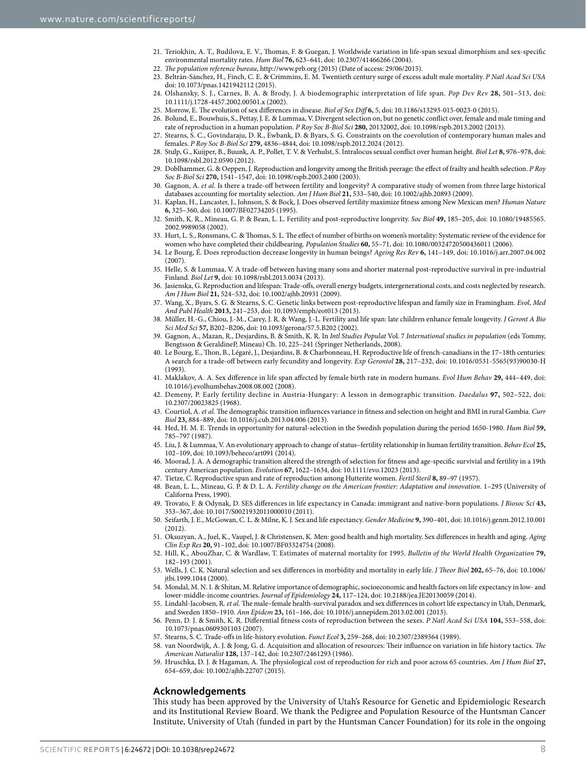21. Teriokhin, A. T., Budilova, E. V., Thomas, F. & Guegan, J. Worldwide variation in life-span sexual dimorphism and sex-specific environmental mortality rates. *Hum Biol* **76,** 623–641, doi: 10.2307/41466266 (2004).
22. *The population reference bureau*, http://www.prb.org (2015) (Date of access: 29/06/2015).
23. Beltrán-Sánchez, H., Finch, C. E. & Crimmins, E. M. Twentieth century surge of excess adult male mortality. *P Natl Acad Sci USA* doi: 10.1073/pnas.1421942112 (2015).
24. Olshansky, S. J., Carnes, B. A. & Brody, J. A biodemographic interpretation of life span. *Pop Dev Rev* **28,** 501–513, doi: 10.1111/j.1728-4457.2002.00501.x (2002).
25. Morrow, E. The evolution of sex differences in disease. *Biol of Sex Diff* **6,** 5, doi: 10.1186/s13293-015-0023-0 (2015).
26. Bolund, E., Bouwhuis, S., Pettay, J. E. & Lummaa, V. Divergent selection on, but no genetic conflict over, female and male timing and rate of reproduction in a human population. *P Roy Soc B-Biol Sci* **280,** 20132002, doi: 10.1098/rspb.2013.2002 (2013).
27. Stearns, S. C., Govindaraju, D. R., Ewbank, D. & Byars, S. G. Constraints on the coevolution of contemporary human males and females. *P Roy Soc B-Biol Sci* **279,** 4836–4844, doi: 10.1098/rspb.2012.2024 (2012).
28. Stulp, G., Kuijper, B., Buunk, A. P., Pollet, T. V. & Verhulst, S. Intralocus sexual conflict over human height. *Biol Let* **8,** 976–978, doi: 10.1098/rsbl.2012.0590 (2012).
29. Doblhammer, G. & Oeppen, J. Reproduction and longevity among the British peerage: the effect of frailty and health selection. *P Roy Soc B-Biol Sci* **270,** 1541–1547, doi: 10.1098/rspb.2003.2400 (2003).
30. Gagnon, A. *et al.* Is there a trade-off between fertility and longevity? A comparative study of women from three large historical databases accounting for mortality selection. *Am J Hum Biol* **21,** 533–540, doi: 10.1002/ajhb.20893 (2009).
31. Kaplan, H., Lancaster, J., Johnson, S. & Bock, J. Does observed fertility maximize fitness among New Mexican men? *Human Nature* **6,** 325–360, doi: 10.1007/BF02734205 (1995).
32. Smith, K. R., Mineau, G. P. & Bean, L. L. Fertility and post-reproductive longevity. *Soc Biol* **49,** 185–205, doi: 10.1080/19485565.2002.9989058 (2002).
33. Hurt, L. S., Ronsmans, C. & Thomas, S. L. The effect of number of births on women's mortality: Systematic review of the evidence for women who have completed their childbearing. *Population Studies* **60,** 55–71, doi: 10.1080/00324720500436011 (2006).
34. Le Bourg, É. Does reproduction decrease longevity in human beings? *Ageing Res Rev* **6,** 141–149, doi: 10.1016/j.arr.2007.04.002 (2007).
35. Helle, S. & Lummaa, V. A trade-off between having many sons and shorter maternal post-reproductive survival in pre-industrial Finland. *Biol Let* **9,** doi: 10.1098/rsbl.2013.0034 (2013).
36. Jasienska, G. Reproduction and lifespan: Trade-offs, overall energy budgets, intergenerational costs, and costs neglected by research. *Am J Hum Biol* **21,** 524–532, doi: 10.1002/ajhb.20931 (2009).
37. Wang, X., Byars, S. G. & Stearns, S. C. Genetic links between post-reproductive lifespan and family size in Framingham. *Evol, Med And Publ Health* **2013,** 241–253, doi: 10.1093/emph/eot013 (2013).
38. Müller, H.-G., Chiou, J.-M., Carey, J. R. & Wang, J.-L. Fertility and life span: late children enhance female longevity. *J Geront A Bio Sci Med Sci* **57,** B202–B206, doi: 10.1093/gerona/57.5.B202 (2002).
39. Gagnon, A., Mazan, R., Desjardins, B. & Smith, K. R. In *Intl Studies Populat* Vol. 7 *International studies in population* (eds Tommy, Bengtsson & GeraldineP, Mineau) Ch. 10, 225–241 (Springer Netherlands, 2008).
40. Le Bourg, E., Thon, B., Légaré, J., Desjardins, B. & Charbonneau, H. Reproductive life of french-canadians in the 17–18th centuries: A search for a trade-off between early fecundity and longevity. *Exp Gerontol* **28,** 217–232, doi: 10.1016/0531-5565(93)90030-H (1993).
41. Maklakov, A. A. Sex difference in life span affected by female birth rate in modern humans. *Evol Hum Behav* **29,** 444–449, doi: 10.1016/j.evolhumbehav.2008.08.002 (2008).
42. Demeny, P. Early fertility decline in Austria-Hungary: A lesson in demographic transition. *Daedalus* **97,** 502–522, doi: 10.2307/20023825 (1968).
43. Courtiol, A. *et al.* The demographic transition influences variance in fitness and selection on height and BMI in rural Gambia. *Curr Biol* **23,** 884–889, doi: 10.1016/j.cub.2013.04.006 (2013).
44. Hed, H. M. E. Trends in opportunity for natural-selection in the Swedish population during the period 1650-1980. *Hum Biol* **59,** 785–797 (1987).
45. Liu, J. & Lummaa, V. An evolutionary approach to change of status–fertility relationship in human fertility transition. *Behav Ecol* **25,** 102–109, doi: 10.1093/beheco/art091 (2014).
46. Moorad, J. A. A demographic transition altered the strength of selection for fitness and age-specific survivial and fertility in a 19th century American population. *Evolution* **67,** 1622–1634, doi: 10.1111/evo.12023 (2013).
47. Tietze, C. Reproductive span and rate of reproduction among Hutterite women. *Fertil Steril* **8,** 89–97 (1957).
48. Bean, L. L., Mineau, G. P. & D. L. A. *Fertility change on the American frontier: Adaptation and innovation*. 1–295 (University of Californa Press, 1990).
49. Trovato, F. & Odynak, D. SES differences in life expectancy in Canada: immigrant and native-born populations. *J Biosoc Sci* **43,** 353–367, doi: 10.1017/S0021932011000010 (2011).
50. Seifarth, J. E., McGowan, C. L. & Milne, K. J. Sex and life expectancy. *Gender Medicine* **9,** 390–401, doi: 10.1016/j.genm.2012.10.001 (2012).
51. Oksuzyan, A., Juel, K., Vaupel, J. & Christensen, K. Men: good health and high mortality. Sex differences in health and aging. *Aging Clin Exp Res* **20,** 91–102, doi: 10.1007/BF03324754 (2008).
52. Hill, K., AbouZhar, C. & Wardlaw, T. Estimates of maternal mortality for 1995. *Bulletin of the World Health Organization* **79,** 182–193 (2001).
53. Wells, J. C. K. Natural selection and sex differences in morbidity and mortality in early life. *J Theor Biol* **202,** 65–76, doi: 10.1006/jtbi.1999.1044 (2000).
54. Mondal, M. N. I. & Shitan, M. Relative importance of demographic, socioeconomic and health factors on life expectancy in low- and lower-middle-income countries. *Journal of Epidemiology* **24,** 117–124, doi: 10.2188/jea.JE20130059 (2014).
55. Lindahl-Jacobsen, R. *et al.* The male–female health-survival paradox and sex differences in cohort life expectancy in Utah, Denmark, and Sweden 1850–1910. *Ann Epidem* **23,** 161–166, doi: 10.1016/j.annepidem.2013.02.001 (2013).
56. Penn, D. J. & Smith, K. R. Differential fitness costs of reproduction between the sexes. *P Natl Acad Sci USA* **104,** 553–558, doi: 10.1073/pnas.0609301103 (2007).
57. Stearns, S. C. Trade-offs in life-history evolution. *Funct Ecol* **3,** 259–268, doi: 10.2307/2389364 (1989).
58. van Noordwijk, A. J. & Jong, G. d. Acquisition and allocation of resources: Their influence on variation in life history tactics. *The American Naturalist* **128,** 137–142, doi: 10.2307/2461293 (1986).
59. Hruschka, D. J. & Hagaman, A. The physiological cost of reproduction for rich and poor across 65 countries. *Am J Hum Biol* **27,** 654–659, doi: 10.1002/ajhb.22707 (2015).

## Acknowledgements

This study has been approved by the University of Utah's Resource for Genetic and Epidemiologic Research and its Institutional Review Board. We thank the Pedigree and Population Resource of the Huntsman Cancer Institute, University of Utah (funded in part by the Huntsman Cancer Foundation) for its role in the ongoing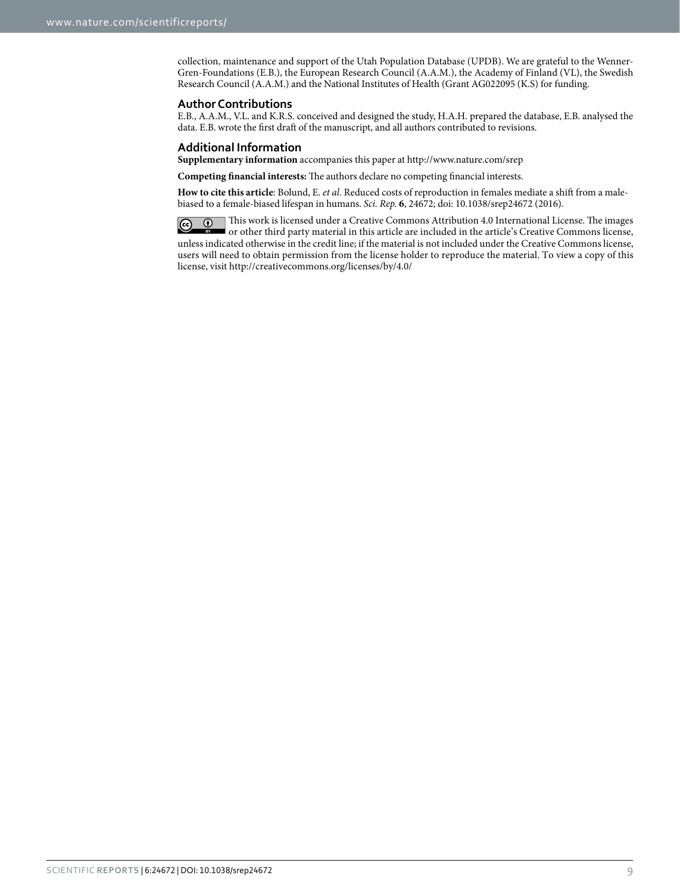collection, maintenance and support of the Utah Population Database (UPDB). We are grateful to the Wenner-Gren-Foundations (E.B.), the European Research Council (A.A.M.), the Academy of Finland (VL), the Swedish Research Council (A.A.M.) and the National Institutes of Health (Grant AG022095 (K.S) for funding.

## Author Contributions

E.B., A.A.M., V.L. and K.R.S. conceived and designed the study, H.A.H. prepared the database, E.B. analysed the data. E.B. wrote the first draft of the manuscript, and all authors contributed to revisions.

## Additional Information

**Supplementary information** accompanies this paper at http://www.nature.com/srep

**Competing financial interests:** The authors declare no competing financial interests.

**How to cite this article**: Bolund, E. *et al.* Reduced costs of reproduction in females mediate a shift from a male-biased to a female-biased lifespan in humans. *Sci. Rep.* **6**, 24672; doi: 10.1038/srep24672 (2016).

This work is licensed under a Creative Commons Attribution 4.0 International License. The images or other third party material in this article are included in the article's Creative Commons license, unless indicated otherwise in the credit line; if the material is not included under the Creative Commons license, users will need to obtain permission from the license holder to reproduce the material. To view a copy of this license, visit http://creativecommons.org/licenses/by/4.0/